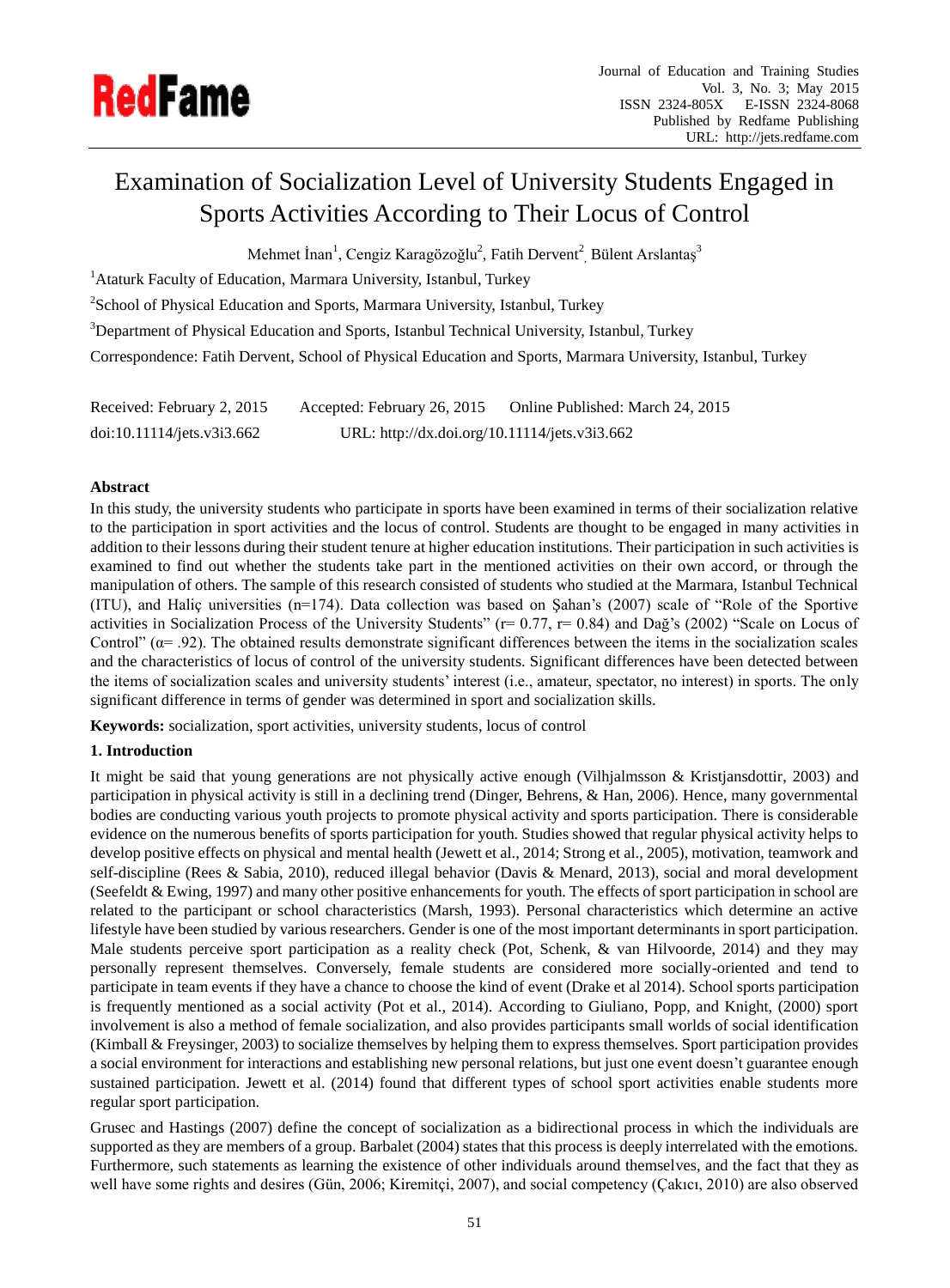# Examination of Socialization Level of University Students Engaged in Sports Activities According to Their Locus of Control

Mehmet İnan[1], Cengiz Karagözoğlu[2], Fatih Dervent[2], Bülent Arslantaş[3]

[1]Ataturk Faculty of Education, Marmara University, Istanbul, Turkey

[2]School of Physical Education and Sports, Marmara University, Istanbul, Turkey

[3]Department of Physical Education and Sports, Istanbul Technical University, Istanbul, Turkey

Correspondence: Fatih Dervent, School of Physical Education and Sports, Marmara University, Istanbul, Turkey

Received: February 2, 2015 Accepted: February 26, 2015 Online Published: March 24, 2015

doi:10.11114/jets.v3i3.662 URL: http://dx.doi.org/10.11114/jets.v3i3.662

## Abstract

In this study, the university students who participate in sports have been examined in terms of their socialization relative to the participation in sport activities and the locus of control. Students are thought to be engaged in many activities in addition to their lessons during their student tenure at higher education institutions. Their participation in such activities is examined to find out whether the students take part in the mentioned activities on their own accord, or through the manipulation of others. The sample of this research consisted of students who studied at the Marmara, Istanbul Technical (ITU), and Haliç universities (n=174). Data collection was based on Şahan's (2007) scale of "Role of the Sportive activities in Socialization Process of the University Students" (r= 0.77, r= 0.84) and Dağ's (2002) "Scale on Locus of Control" (α= .92). The obtained results demonstrate significant differences between the items in the socialization scales and the characteristics of locus of control of the university students. Significant differences have been detected between the items of socialization scales and university students' interest (i.e., amateur, spectator, no interest) in sports. The only significant difference in terms of gender was determined in sport and socialization skills.

**Keywords:** socialization, sport activities, university students, locus of control

## 1. Introduction

It might be said that young generations are not physically active enough (Vilhjalmsson & Kristjansdottir, 2003) and participation in physical activity is still in a declining trend (Dinger, Behrens, & Han, 2006). Hence, many governmental bodies are conducting various youth projects to promote physical activity and sports participation. There is considerable evidence on the numerous benefits of sports participation for youth. Studies showed that regular physical activity helps to develop positive effects on physical and mental health (Jewett et al., 2014; Strong et al., 2005), motivation, teamwork and self-discipline (Rees & Sabia, 2010), reduced illegal behavior (Davis & Menard, 2013), social and moral development (Seefeldt & Ewing, 1997) and many other positive enhancements for youth. The effects of sport participation in school are related to the participant or school characteristics (Marsh, 1993). Personal characteristics which determine an active lifestyle have been studied by various researchers. Gender is one of the most important determinants in sport participation. Male students perceive sport participation as a reality check (Pot, Schenk, & van Hilvoorde, 2014) and they may personally represent themselves. Conversely, female students are considered more socially-oriented and tend to participate in team events if they have a chance to choose the kind of event (Drake et al 2014). School sports participation is frequently mentioned as a social activity (Pot et al., 2014). According to Giuliano, Popp, and Knight, (2000) sport involvement is also a method of female socialization, and also provides participants small worlds of social identification (Kimball & Freysinger, 2003) to socialize themselves by helping them to express themselves. Sport participation provides a social environment for interactions and establishing new personal relations, but just one event doesn't guarantee enough sustained participation. Jewett et al. (2014) found that different types of school sport activities enable students more regular sport participation.

Grusec and Hastings (2007) define the concept of socialization as a bidirectional process in which the individuals are supported as they are members of a group. Barbalet (2004) states that this process is deeply interrelated with the emotions. Furthermore, such statements as learning the existence of other individuals around themselves, and the fact that they as well have some rights and desires (Gün, 2006; Kiremitçi, 2007), and social competency (Çakıcı, 2010) are also observed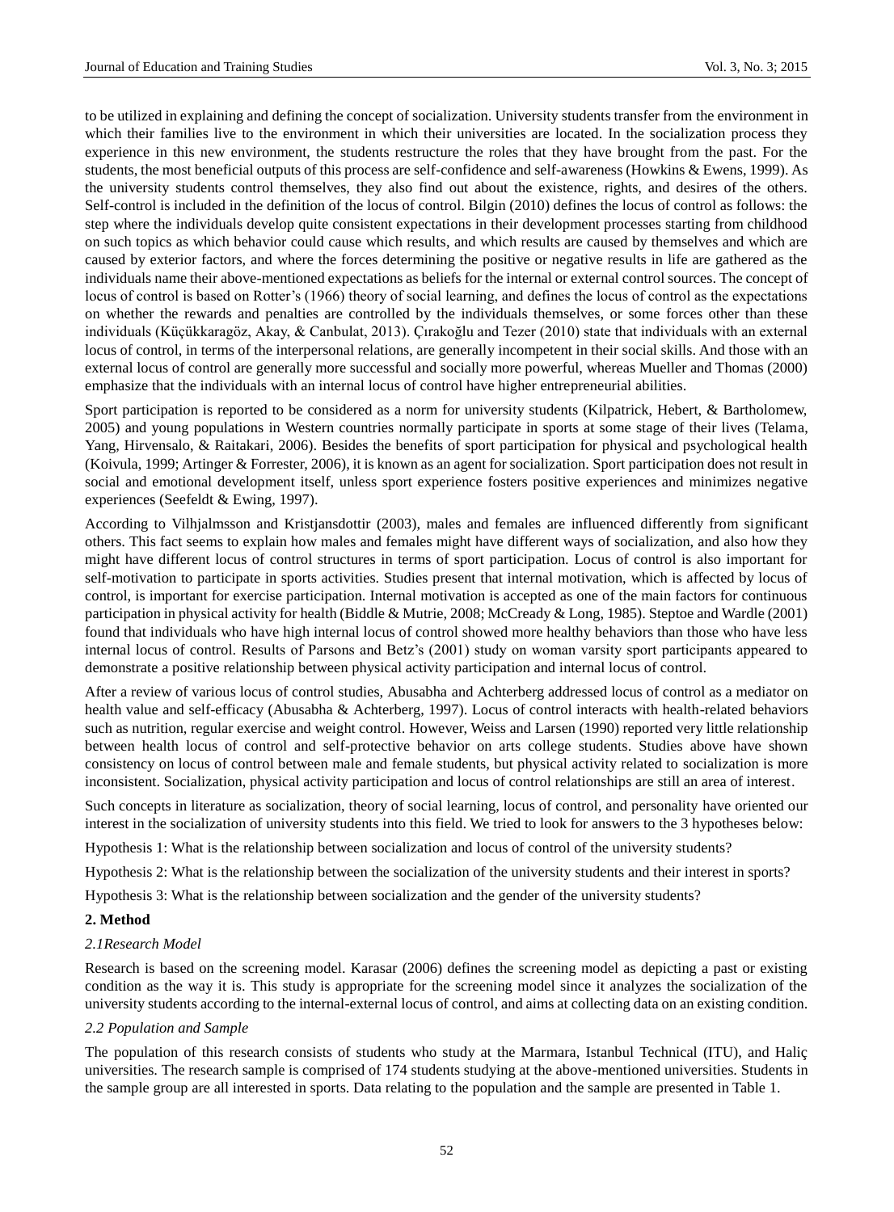to be utilized in explaining and defining the concept of socialization. University students transfer from the environment in which their families live to the environment in which their universities are located. In the socialization process they experience in this new environment, the students restructure the roles that they have brought from the past. For the students, the most beneficial outputs of this process are self-confidence and self-awareness (Howkins & Ewens, 1999). As the university students control themselves, they also find out about the existence, rights, and desires of the others. Self-control is included in the definition of the locus of control. Bilgin (2010) defines the locus of control as follows: the step where the individuals develop quite consistent expectations in their development processes starting from childhood on such topics as which behavior could cause which results, and which results are caused by themselves and which are caused by exterior factors, and where the forces determining the positive or negative results in life are gathered as the individuals name their above-mentioned expectations as beliefs for the internal or external control sources. The concept of locus of control is based on Rotter's (1966) theory of social learning, and defines the locus of control as the expectations on whether the rewards and penalties are controlled by the individuals themselves, or some forces other than these individuals (Küçükkaragöz, Akay, & Canbulat, 2013). Çırakoğlu and Tezer (2010) state that individuals with an external locus of control, in terms of the interpersonal relations, are generally incompetent in their social skills. And those with an external locus of control are generally more successful and socially more powerful, whereas Mueller and Thomas (2000) emphasize that the individuals with an internal locus of control have higher entrepreneurial abilities.

Sport participation is reported to be considered as a norm for university students (Kilpatrick, Hebert, & Bartholomew, 2005) and young populations in Western countries normally participate in sports at some stage of their lives (Telama, Yang, Hirvensalo, & Raitakari, 2006). Besides the benefits of sport participation for physical and psychological health (Koivula, 1999; Artinger & Forrester, 2006), it is known as an agent for socialization. Sport participation does not result in social and emotional development itself, unless sport experience fosters positive experiences and minimizes negative experiences (Seefeldt & Ewing, 1997).

According to Vilhjalmsson and Kristjansdottir (2003), males and females are influenced differently from significant others. This fact seems to explain how males and females might have different ways of socialization, and also how they might have different locus of control structures in terms of sport participation. Locus of control is also important for self-motivation to participate in sports activities. Studies present that internal motivation, which is affected by locus of control, is important for exercise participation. Internal motivation is accepted as one of the main factors for continuous participation in physical activity for health (Biddle & Mutrie, 2008; McCready & Long, 1985). Steptoe and Wardle (2001) found that individuals who have high internal locus of control showed more healthy behaviors than those who have less internal locus of control. Results of Parsons and Betz's (2001) study on woman varsity sport participants appeared to demonstrate a positive relationship between physical activity participation and internal locus of control.

After a review of various locus of control studies, Abusabha and Achterberg addressed locus of control as a mediator on health value and self-efficacy (Abusabha & Achterberg, 1997). Locus of control interacts with health-related behaviors such as nutrition, regular exercise and weight control. However, Weiss and Larsen (1990) reported very little relationship between health locus of control and self-protective behavior on arts college students. Studies above have shown consistency on locus of control between male and female students, but physical activity related to socialization is more inconsistent. Socialization, physical activity participation and locus of control relationships are still an area of interest.

Such concepts in literature as socialization, theory of social learning, locus of control, and personality have oriented our interest in the socialization of university students into this field. We tried to look for answers to the 3 hypotheses below:

Hypothesis 1: What is the relationship between socialization and locus of control of the university students?

Hypothesis 2: What is the relationship between the socialization of the university students and their interest in sports?

Hypothesis 3: What is the relationship between socialization and the gender of the university students?

## 2. Method

### *2.1Research Model*

Research is based on the screening model. Karasar (2006) defines the screening model as depicting a past or existing condition as the way it is. This study is appropriate for the screening model since it analyzes the socialization of the university students according to the internal-external locus of control, and aims at collecting data on an existing condition.

### *2.2 Population and Sample*

The population of this research consists of students who study at the Marmara, Istanbul Technical (ITU), and Haliç universities. The research sample is comprised of 174 students studying at the above-mentioned universities. Students in the sample group are all interested in sports. Data relating to the population and the sample are presented in Table 1.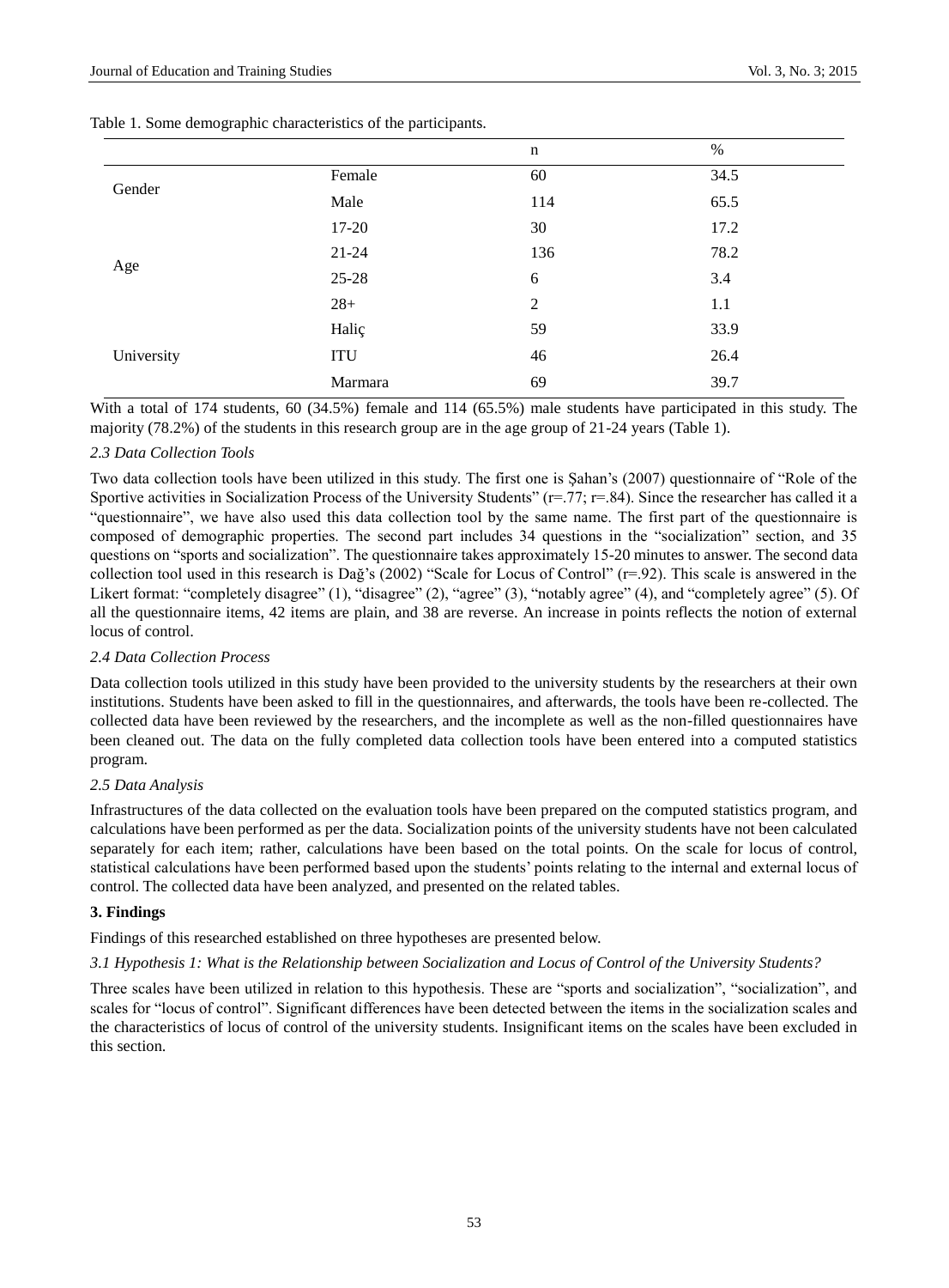Table 1. Some demographic characteristics of the participants.

| | | n | % |
|---|---|---|---|
| Gender | Female | 60 | 34.5 |
| | Male | 114 | 65.5 |
| Age | 17-20 | 30 | 17.2 |
| | 21-24 | 136 | 78.2 |
| | 25-28 | 6 | 3.4 |
| | 28+ | 2 | 1.1 |
| University | Haliç | 59 | 33.9 |
| | ITU | 46 | 26.4 |
| | Marmara | 69 | 39.7 |

With a total of 174 students, 60 (34.5%) female and 114 (65.5%) male students have participated in this study. The majority (78.2%) of the students in this research group are in the age group of 21-24 years (Table 1).

### *2.3 Data Collection Tools*

Two data collection tools have been utilized in this study. The first one is Şahan's (2007) questionnaire of "Role of the Sportive activities in Socialization Process of the University Students" (r=.77; r=.84). Since the researcher has called it a "questionnaire", we have also used this data collection tool by the same name. The first part of the questionnaire is composed of demographic properties. The second part includes 34 questions in the "socialization" section, and 35 questions on "sports and socialization". The questionnaire takes approximately 15-20 minutes to answer. The second data collection tool used in this research is Dağ's (2002) "Scale for Locus of Control" (r=.92). This scale is answered in the Likert format: "completely disagree" (1), "disagree" (2), "agree" (3), "notably agree" (4), and "completely agree" (5). Of all the questionnaire items, 42 items are plain, and 38 are reverse. An increase in points reflects the notion of external locus of control.

### *2.4 Data Collection Process*

Data collection tools utilized in this study have been provided to the university students by the researchers at their own institutions. Students have been asked to fill in the questionnaires, and afterwards, the tools have been re-collected. The collected data have been reviewed by the researchers, and the incomplete as well as the non-filled questionnaires have been cleaned out. The data on the fully completed data collection tools have been entered into a computed statistics program.

### *2.5 Data Analysis*

Infrastructures of the data collected on the evaluation tools have been prepared on the computed statistics program, and calculations have been performed as per the data. Socialization points of the university students have not been calculated separately for each item; rather, calculations have been based on the total points. On the scale for locus of control, statistical calculations have been performed based upon the students' points relating to the internal and external locus of control. The collected data have been analyzed, and presented on the related tables.

## **3. Findings**

Findings of this researched established on three hypotheses are presented below.

### *3.1 Hypothesis 1: What is the Relationship between Socialization and Locus of Control of the University Students?*

Three scales have been utilized in relation to this hypothesis. These are "sports and socialization", "socialization", and scales for "locus of control". Significant differences have been detected between the items in the socialization scales and the characteristics of locus of control of the university students. Insignificant items on the scales have been excluded in this section.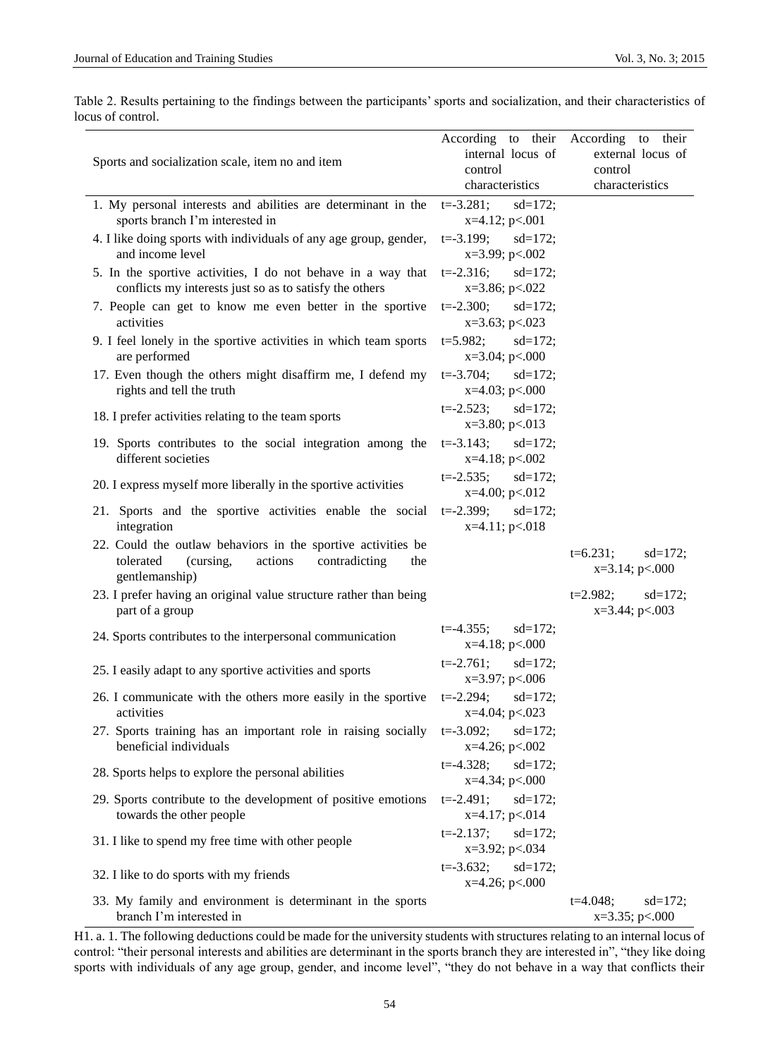Table 2. Results pertaining to the findings between the participants' sports and socialization, and their characteristics of locus of control.

| Sports and socialization scale, item no and item | According to their internal locus of control characteristics | According to their external locus of control characteristics |
|---|---|---|
| 1. My personal interests and abilities are determinant in the sports branch I'm interested in | t=-3.281; sd=172; x=4.12; p<.001 | |
| 4. I like doing sports with individuals of any age group, gender, and income level | t=-3.199; sd=172; x=3.99; p<.002 | |
| 5. In the sportive activities, I do not behave in a way that conflicts my interests just so as to satisfy the others | t=-2.316; sd=172; x=3.86; p<.022 | |
| 7. People can get to know me even better in the sportive activities | t=-2.300; sd=172; x=3.63; p<.023 | |
| 9. I feel lonely in the sportive activities in which team sports are performed | t=5.982; sd=172; x=3.04; p<.000 | |
| 17. Even though the others might disaffirm me, I defend my rights and tell the truth | t=-3.704; sd=172; x=4.03; p<.000 | |
| 18. I prefer activities relating to the team sports | t=-2.523; sd=172; x=3.80; p<.013 | |
| 19. Sports contributes to the social integration among the different societies | t=-3.143; sd=172; x=4.18; p<.002 | |
| 20. I express myself more liberally in the sportive activities | t=-2.535; sd=172; x=4.00; p<.012 | |
| 21. Sports and the sportive activities enable the social integration | t=-2.399; sd=172; x=4.11; p<.018 | |
| 22. Could the outlaw behaviors in the sportive activities be tolerated (cursing, actions contradicting the gentlemanship) | | t=6.231; sd=172; x=3.14; p<.000 |
| 23. I prefer having an original value structure rather than being part of a group | | t=2.982; sd=172; x=3.44; p<.003 |
| 24. Sports contributes to the interpersonal communication | t=-4.355; sd=172; x=4.18; p<.000 | |
| 25. I easily adapt to any sportive activities and sports | t=-2.761; sd=172; x=3.97; p<.006 | |
| 26. I communicate with the others more easily in the sportive activities | t=-2.294; sd=172; x=4.04; p<.023 | |
| 27. Sports training has an important role in raising socially beneficial individuals | t=-3.092; sd=172; x=4.26; p<.002 | |
| 28. Sports helps to explore the personal abilities | t=-4.328; sd=172; x=4.34; p<.000 | |
| 29. Sports contribute to the development of positive emotions towards the other people | t=-2.491; sd=172; x=4.17; p<.014 | |
| 31. I like to spend my free time with other people | t=-2.137; sd=172; x=3.92; p<.034 | |
| 32. I like to do sports with my friends | t=-3.632; sd=172; x=4.26; p<.000 | |
| 33. My family and environment is determinant in the sports branch I'm interested in | | t=4.048; sd=172; x=3.35; p<.000 |

H1. a. 1. The following deductions could be made for the university students with structures relating to an internal locus of control: "their personal interests and abilities are determinant in the sports branch they are interested in", "they like doing sports with individuals of any age group, gender, and income level", "they do not behave in a way that conflicts their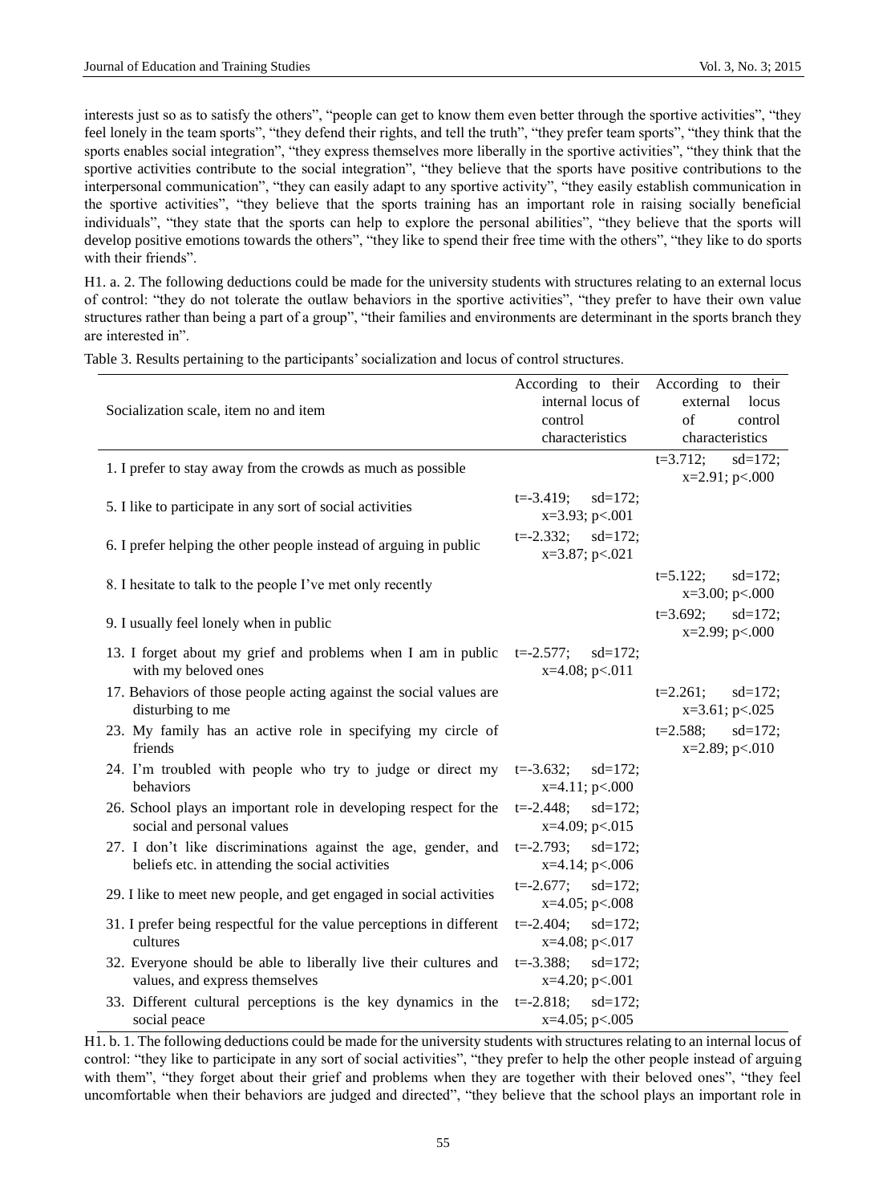interests just so as to satisfy the others", "people can get to know them even better through the sportive activities", "they feel lonely in the team sports", "they defend their rights, and tell the truth", "they prefer team sports", "they think that the sports enables social integration", "they express themselves more liberally in the sportive activities", "they think that the sportive activities contribute to the social integration", "they believe that the sports have positive contributions to the interpersonal communication", "they can easily adapt to any sportive activity", "they easily establish communication in the sportive activities", "they believe that the sports training has an important role in raising socially beneficial individuals", "they state that the sports can help to explore the personal abilities", "they believe that the sports will develop positive emotions towards the others", "they like to spend their free time with the others", "they like to do sports with their friends".

H1. a. 2. The following deductions could be made for the university students with structures relating to an external locus of control: "they do not tolerate the outlaw behaviors in the sportive activities", "they prefer to have their own value structures rather than being a part of a group", "their families and environments are determinant in the sports branch they are interested in".

Table 3. Results pertaining to the participants' socialization and locus of control structures.

| Socialization scale, item no and item | According to their internal locus of control characteristics | According to their external locus of control characteristics |
|---|---|---|
| 1. I prefer to stay away from the crowds as much as possible | | t=3.712; sd=172; x=2.91; p<.000 |
| 5. I like to participate in any sort of social activities | t=-3.419; sd=172; x=3.93; p<.001 | |
| 6. I prefer helping the other people instead of arguing in public | t=-2.332; sd=172; x=3.87; p<.021 | |
| 8. I hesitate to talk to the people I've met only recently | | t=5.122; sd=172; x=3.00; p<.000 |
| 9. I usually feel lonely when in public | | t=3.692; sd=172; x=2.99; p<.000 |
| 13. I forget about my grief and problems when I am in public with my beloved ones | t=-2.577; sd=172; x=4.08; p<.011 | |
| 17. Behaviors of those people acting against the social values are disturbing to me | | t=2.261; sd=172; x=3.61; p<.025 |
| 23. My family has an active role in specifying my circle of friends | | t=2.588; sd=172; x=2.89; p<.010 |
| 24. I'm troubled with people who try to judge or direct my behaviors | t=-3.632; sd=172; x=4.11; p<.000 | |
| 26. School plays an important role in developing respect for the social and personal values | t=-2.448; sd=172; x=4.09; p<.015 | |
| 27. I don't like discriminations against the age, gender, and beliefs etc. in attending the social activities | t=-2.793; sd=172; x=4.14; p<.006 | |
| 29. I like to meet new people, and get engaged in social activities | t=-2.677; sd=172; x=4.05; p<.008 | |
| 31. I prefer being respectful for the value perceptions in different cultures | t=-2.404; sd=172; x=4.08; p<.017 | |
| 32. Everyone should be able to liberally live their cultures and values, and express themselves | t=-3.388; sd=172; x=4.20; p<.001 | |
| 33. Different cultural perceptions is the key dynamics in the social peace | t=-2.818; sd=172; x=4.05; p<.005 | |

H1. b. 1. The following deductions could be made for the university students with structures relating to an internal locus of control: "they like to participate in any sort of social activities", "they prefer to help the other people instead of arguing with them", "they forget about their grief and problems when they are together with their beloved ones", "they feel uncomfortable when their behaviors are judged and directed", "they believe that the school plays an important role in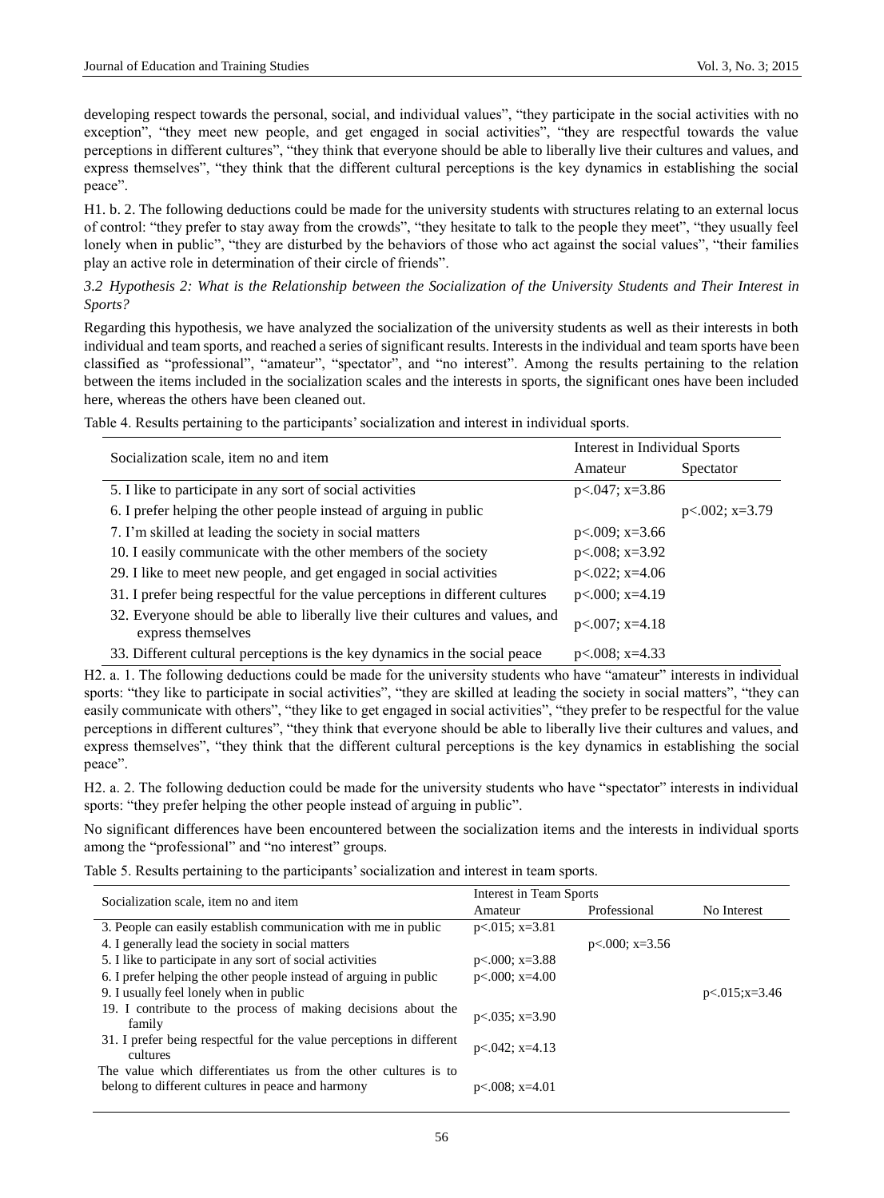developing respect towards the personal, social, and individual values", "they participate in the social activities with no exception", "they meet new people, and get engaged in social activities", "they are respectful towards the value perceptions in different cultures", "they think that everyone should be able to liberally live their cultures and values, and express themselves", "they think that the different cultural perceptions is the key dynamics in establishing the social peace".

H1. b. 2. The following deductions could be made for the university students with structures relating to an external locus of control: "they prefer to stay away from the crowds", "they hesitate to talk to the people they meet", "they usually feel lonely when in public", "they are disturbed by the behaviors of those who act against the social values", "their families play an active role in determination of their circle of friends".

### *3.2 Hypothesis 2: What is the Relationship between the Socialization of the University Students and Their Interest in Sports?*

Regarding this hypothesis, we have analyzed the socialization of the university students as well as their interests in both individual and team sports, and reached a series of significant results. Interests in the individual and team sports have been classified as "professional", "amateur", "spectator", and "no interest". Among the results pertaining to the relation between the items included in the socialization scales and the interests in sports, the significant ones have been included here, whereas the others have been cleaned out.

Table 4. Results pertaining to the participants' socialization and interest in individual sports.

| Socialization scale, item no and item | Interest in Individual Sports | |
|---|---|---|
| | Amateur | Spectator |
| 5. I like to participate in any sort of social activities | p<.047; x=3.86 | |
| 6. I prefer helping the other people instead of arguing in public | | p<.002; x=3.79 |
| 7. I'm skilled at leading the society in social matters | p<.009; x=3.66 | |
| 10. I easily communicate with the other members of the society | p<.008; x=3.92 | |
| 29. I like to meet new people, and get engaged in social activities | p<.022; x=4.06 | |
| 31. I prefer being respectful for the value perceptions in different cultures | p<.000; x=4.19 | |
| 32. Everyone should be able to liberally live their cultures and values, and express themselves | p<.007; x=4.18 | |
| 33. Different cultural perceptions is the key dynamics in the social peace | p<.008; x=4.33 | |

H2. a. 1. The following deductions could be made for the university students who have "amateur" interests in individual sports: "they like to participate in social activities", "they are skilled at leading the society in social matters", "they can easily communicate with others", "they like to get engaged in social activities", "they prefer to be respectful for the value perceptions in different cultures", "they think that everyone should be able to liberally live their cultures and values, and express themselves", "they think that the different cultural perceptions is the key dynamics in establishing the social peace".

H2. a. 2. The following deduction could be made for the university students who have "spectator" interests in individual sports: "they prefer helping the other people instead of arguing in public".

No significant differences have been encountered between the socialization items and the interests in individual sports among the "professional" and "no interest" groups.

Table 5. Results pertaining to the participants' socialization and interest in team sports.

| Socialization scale, item no and item | Interest in Team Sports | | |
|---|---|---|---|
| | Amateur | Professional | No Interest |
| 3. People can easily establish communication with me in public | p<.015; x=3.81 | | |
| 4. I generally lead the society in social matters | | p<.000; x=3.56 | |
| 5. I like to participate in any sort of social activities | p<.000; x=3.88 | | |
| 6. I prefer helping the other people instead of arguing in public | p<.000; x=4.00 | | |
| 9. I usually feel lonely when in public | | | p<.015;x=3.46 |
| 19. I contribute to the process of making decisions about the family | p<.035; x=3.90 | | |
| 31. I prefer being respectful for the value perceptions in different cultures | p<.042; x=4.13 | | |
| The value which differentiates us from the other cultures is to belong to different cultures in peace and harmony | p<.008; x=4.01 | | |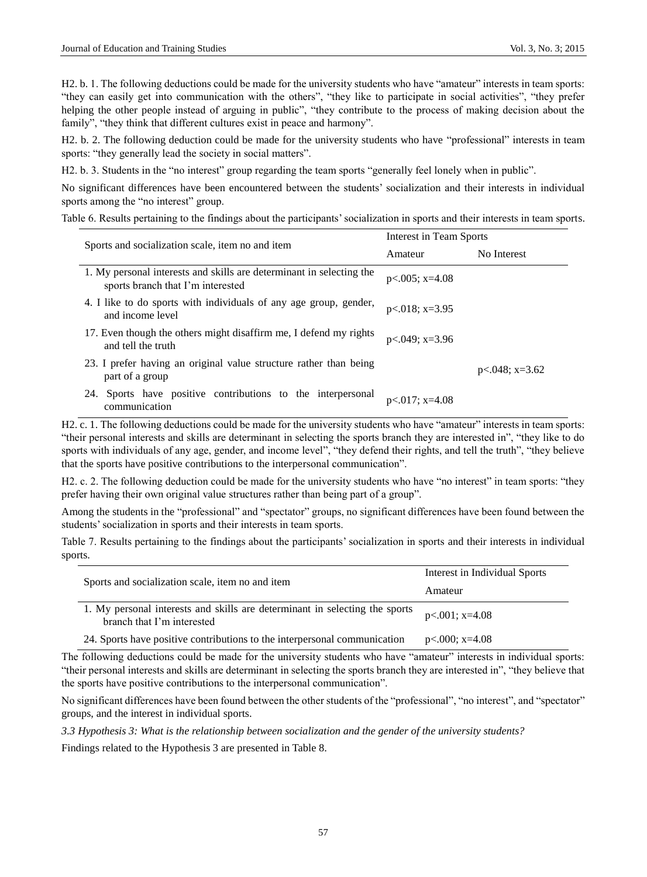H2. b. 1. The following deductions could be made for the university students who have "amateur" interests in team sports: "they can easily get into communication with the others", "they like to participate in social activities", "they prefer helping the other people instead of arguing in public", "they contribute to the process of making decision about the family", "they think that different cultures exist in peace and harmony".

H2. b. 2. The following deduction could be made for the university students who have "professional" interests in team sports: "they generally lead the society in social matters".

H2. b. 3. Students in the "no interest" group regarding the team sports "generally feel lonely when in public".

No significant differences have been encountered between the students' socialization and their interests in individual sports among the "no interest" group.

Table 6. Results pertaining to the findings about the participants' socialization in sports and their interests in team sports.

| Sports and socialization scale, item no and item | Interest in Team Sports | |
|---|---|---|
| | Amateur | No Interest |
| 1. My personal interests and skills are determinant in selecting the sports branch that I'm interested | p<.005; x=4.08 | |
| 4. I like to do sports with individuals of any age group, gender, and income level | p<.018; x=3.95 | |
| 17. Even though the others might disaffirm me, I defend my rights and tell the truth | p<.049; x=3.96 | |
| 23. I prefer having an original value structure rather than being part of a group | | p<.048; x=3.62 |
| 24. Sports have positive contributions to the interpersonal communication | p<.017; x=4.08 | |

H2. c. 1. The following deductions could be made for the university students who have "amateur" interests in team sports: "their personal interests and skills are determinant in selecting the sports branch they are interested in", "they like to do sports with individuals of any age, gender, and income level", "they defend their rights, and tell the truth", "they believe that the sports have positive contributions to the interpersonal communication".

H2. c. 2. The following deduction could be made for the university students who have "no interest" in team sports: "they prefer having their own original value structures rather than being part of a group".

Among the students in the "professional" and "spectator" groups, no significant differences have been found between the students' socialization in sports and their interests in team sports.

Table 7. Results pertaining to the findings about the participants' socialization in sports and their interests in individual sports.

| Sports and socialization scale, item no and item | Interest in Individual Sports |
|---|---|
| | Amateur |
| 1. My personal interests and skills are determinant in selecting the sports branch that I'm interested | p<.001; x=4.08 |
| 24. Sports have positive contributions to the interpersonal communication | p<.000; x=4.08 |

The following deductions could be made for the university students who have "amateur" interests in individual sports: "their personal interests and skills are determinant in selecting the sports branch they are interested in", "they believe that the sports have positive contributions to the interpersonal communication".

No significant differences have been found between the other students of the "professional", "no interest", and "spectator" groups, and the interest in individual sports.

### *3.3 Hypothesis 3: What is the relationship between socialization and the gender of the university students?*

Findings related to the Hypothesis 3 are presented in Table 8.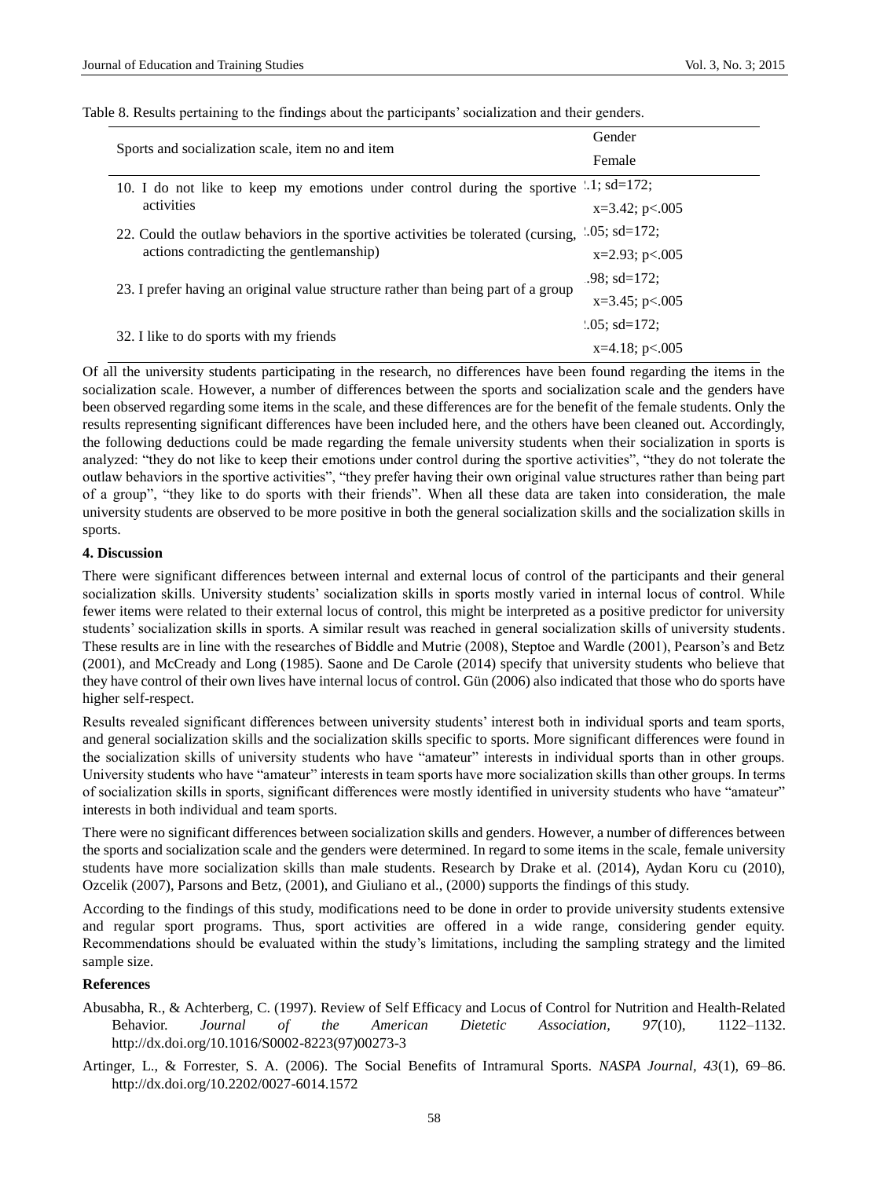Table 8. Results pertaining to the findings about the participants' socialization and their genders.

| Sports and socialization scale, item no and item | Gender |
|---|---|
| | Female |
| 10. I do not like to keep my emotions under control during the sportive activities | .1; sd=172; x=3.42; p<.005 |
| 22. Could the outlaw behaviors in the sportive activities be tolerated (cursing, actions contradicting the gentlemanship) | .05; sd=172; x=2.93; p<.005 |
| 23. I prefer having an original value structure rather than being part of a group | .98; sd=172; x=3.45; p<.005 |
| 32. I like to do sports with my friends | .05; sd=172; x=4.18; p<.005 |

Of all the university students participating in the research, no differences have been found regarding the items in the socialization scale. However, a number of differences between the sports and socialization scale and the genders have been observed regarding some items in the scale, and these differences are for the benefit of the female students. Only the results representing significant differences have been included here, and the others have been cleaned out. Accordingly, the following deductions could be made regarding the female university students when their socialization in sports is analyzed: "they do not like to keep their emotions under control during the sportive activities", "they do not tolerate the outlaw behaviors in the sportive activities", "they prefer having their own original value structures rather than being part of a group", "they like to do sports with their friends". When all these data are taken into consideration, the male university students are observed to be more positive in both the general socialization skills and the socialization skills in sports.

## 4. Discussion

There were significant differences between internal and external locus of control of the participants and their general socialization skills. University students' socialization skills in sports mostly varied in internal locus of control. While fewer items were related to their external locus of control, this might be interpreted as a positive predictor for university students' socialization skills in sports. A similar result was reached in general socialization skills of university students. These results are in line with the researches of Biddle and Mutrie (2008), Steptoe and Wardle (2001), Pearson's and Betz (2001), and McCready and Long (1985). Saone and De Carole (2014) specify that university students who believe that they have control of their own lives have internal locus of control. Gün (2006) also indicated that those who do sports have higher self-respect.

Results revealed significant differences between university students' interest both in individual sports and team sports, and general socialization skills and the socialization skills specific to sports. More significant differences were found in the socialization skills of university students who have "amateur" interests in individual sports than in other groups. University students who have "amateur" interests in team sports have more socialization skills than other groups. In terms of socialization skills in sports, significant differences were mostly identified in university students who have "amateur" interests in both individual and team sports.

There were no significant differences between socialization skills and genders. However, a number of differences between the sports and socialization scale and the genders were determined. In regard to some items in the scale, female university students have more socialization skills than male students. Research by Drake et al. (2014), Aydan Koru cu (2010), Ozcelik (2007), Parsons and Betz, (2001), and Giuliano et al., (2000) supports the findings of this study.

According to the findings of this study, modifications need to be done in order to provide university students extensive and regular sport programs. Thus, sport activities are offered in a wide range, considering gender equity. Recommendations should be evaluated within the study's limitations, including the sampling strategy and the limited sample size.

## References

Abusabha, R., & Achterberg, C. (1997). Review of Self Efficacy and Locus of Control for Nutrition and Health-Related Behavior. *Journal of the American Dietetic Association, 97*(10), 1122–1132. http://dx.doi.org/10.1016/S0002-8223(97)00273-3

Artinger, L., & Forrester, S. A. (2006). The Social Benefits of Intramural Sports. *NASPA Journal, 43*(1), 69–86. http://dx.doi.org/10.2202/0027-6014.1572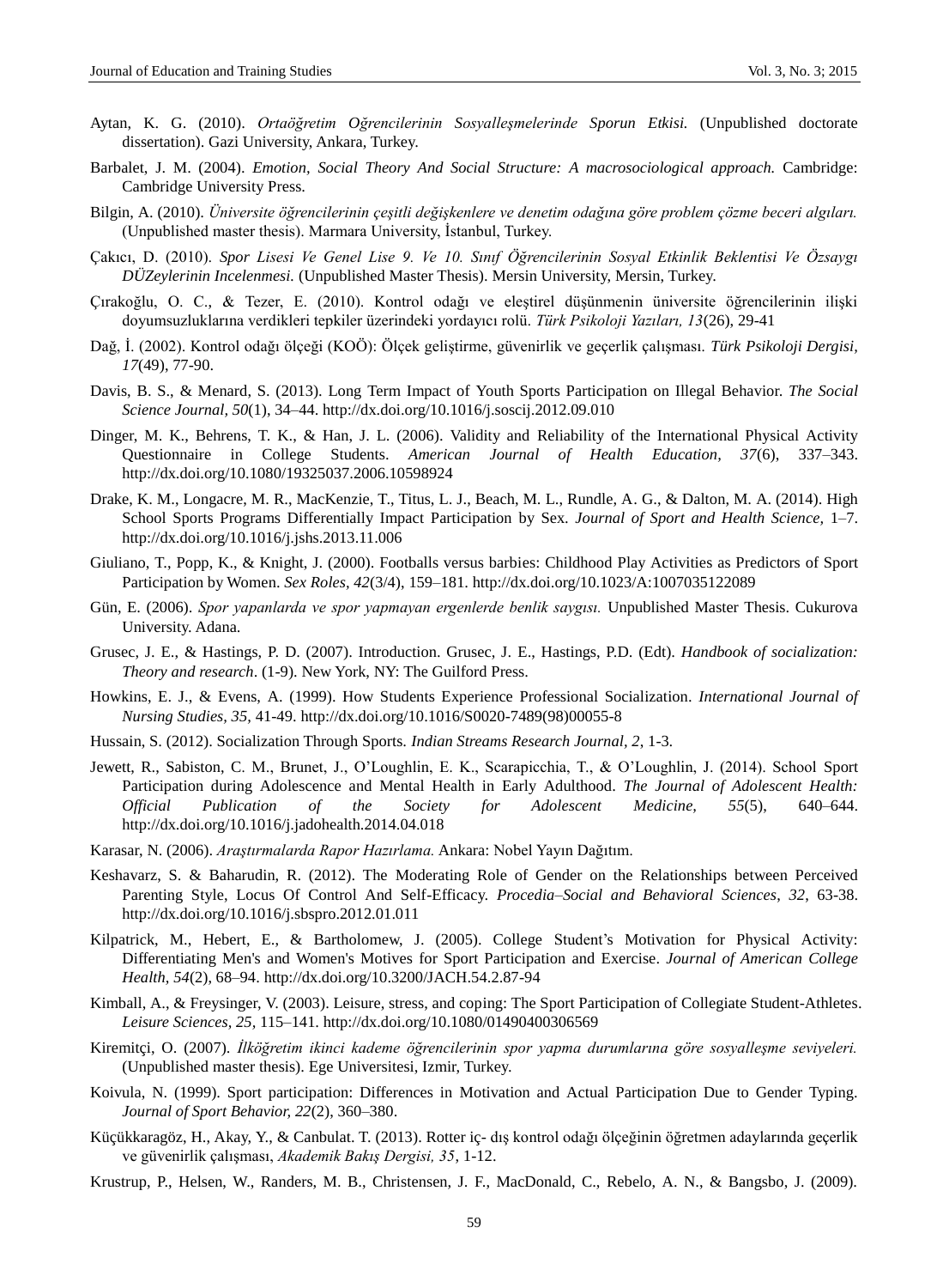Aytan, K. G. (2010). *Ortaöğretim Oğrencilerinin Sosyalleşmelerinde Sporun Etkisi.* (Unpublished doctorate dissertation). Gazi University, Ankara, Turkey.

Barbalet, J. M. (2004). *Emotion, Social Theory And Social Structure: A macrosociological approach.* Cambridge: Cambridge University Press.

Bilgin, A. (2010). *Üniversite öğrencilerinin çeşitli değişkenlere ve denetim odağına göre problem çözme beceri algıları.* (Unpublished master thesis). Marmara University, İstanbul, Turkey.

Çakıcı, D. (2010). *Spor Lisesi Ve Genel Lise 9. Ve 10. Sınıf Öğrencilerinin Sosyal Etkinlik Beklentisi Ve Özsaygı DÜZeylerinin Incelenmesi.* (Unpublished Master Thesis). Mersin University, Mersin, Turkey.

Çırakoğlu, O. C., & Tezer, E. (2010). Kontrol odağı ve eleştirel düşünmenin üniversite öğrencilerinin ilişki doyumsuzluklarına verdikleri tepkiler üzerindeki yordayıcı rolü. *Türk Psikoloji Yazıları, 13*(26), 29-41

Dağ, İ. (2002). Kontrol odağı ölçeği (KOÖ): Ölçek geliştirme, güvenirlik ve geçerlik çalışması. *Türk Psikoloji Dergisi, 17*(49), 77-90.

Davis, B. S., & Menard, S. (2013). Long Term Impact of Youth Sports Participation on Illegal Behavior. *The Social Science Journal, 50*(1), 34–44. http://dx.doi.org/10.1016/j.soscij.2012.09.010

Dinger, M. K., Behrens, T. K., & Han, J. L. (2006). Validity and Reliability of the International Physical Activity Questionnaire in College Students. *American Journal of Health Education, 37*(6), 337–343. http://dx.doi.org/10.1080/19325037.2006.10598924

Drake, K. M., Longacre, M. R., MacKenzie, T., Titus, L. J., Beach, M. L., Rundle, A. G., & Dalton, M. A. (2014). High School Sports Programs Differentially Impact Participation by Sex. *Journal of Sport and Health Science,* 1–7. http://dx.doi.org/10.1016/j.jshs.2013.11.006

Giuliano, T., Popp, K., & Knight, J. (2000). Footballs versus barbies: Childhood Play Activities as Predictors of Sport Participation by Women. *Sex Roles, 42*(3/4), 159–181. http://dx.doi.org/10.1023/A:1007035122089

Gün, E. (2006). *Spor yapanlarda ve spor yapmayan ergenlerde benlik saygısı.* Unpublished Master Thesis. Cukurova University. Adana.

Grusec, J. E., & Hastings, P. D. (2007). Introduction. Grusec, J. E., Hastings, P.D. (Edt). *Handbook of socialization: Theory and research*. (1-9). New York, NY: The Guilford Press.

Howkins, E. J., & Evens, A. (1999). How Students Experience Professional Socialization. *International Journal of Nursing Studies, 35*, 41-49. http://dx.doi.org/10.1016/S0020-7489(98)00055-8

Hussain, S. (2012). Socialization Through Sports. *Indian Streams Research Journal, 2*, 1-3.

Jewett, R., Sabiston, C. M., Brunet, J., O'Loughlin, E. K., Scarapicchia, T., & O'Loughlin, J. (2014). School Sport Participation during Adolescence and Mental Health in Early Adulthood. *The Journal of Adolescent Health: Official Publication of the Society for Adolescent Medicine, 55*(5), 640–644. http://dx.doi.org/10.1016/j.jadohealth.2014.04.018

Karasar, N. (2006). *Araştırmalarda Rapor Hazırlama.* Ankara: Nobel Yayın Dağıtım.

Keshavarz, S. & Baharudin, R. (2012). The Moderating Role of Gender on the Relationships between Perceived Parenting Style, Locus Of Control And Self-Efficacy. *Procedia–Social and Behavioral Sciences, 32*, 63-38. http://dx.doi.org/10.1016/j.sbspro.2012.01.011

Kilpatrick, M., Hebert, E., & Bartholomew, J. (2005). College Student's Motivation for Physical Activity: Differentiating Men's and Women's Motives for Sport Participation and Exercise. *Journal of American College Health, 54*(2), 68–94. http://dx.doi.org/10.3200/JACH.54.2.87-94

Kimball, A., & Freysinger, V. (2003). Leisure, stress, and coping: The Sport Participation of Collegiate Student-Athletes. *Leisure Sciences, 25*, 115–141. http://dx.doi.org/10.1080/01490400306569

Kiremitçi, O. (2007). *İlköğretim ikinci kademe öğrencilerinin spor yapma durumlarına göre sosyalleşme seviyeleri.* (Unpublished master thesis). Ege Universitesi, Izmir, Turkey.

Koivula, N. (1999). Sport participation: Differences in Motivation and Actual Participation Due to Gender Typing. *Journal of Sport Behavior, 22*(2), 360–380.

Küçükkaragöz, H., Akay, Y., & Canbulat. T. (2013). Rotter iç- dış kontrol odağı ölçeğinin öğretmen adaylarında geçerlik ve güvenirlik çalışması, *Akademik Bakış Dergisi, 35*, 1-12.

Krustrup, P., Helsen, W., Randers, M. B., Christensen, J. F., MacDonald, C., Rebelo, A. N., & Bangsbo, J. (2009).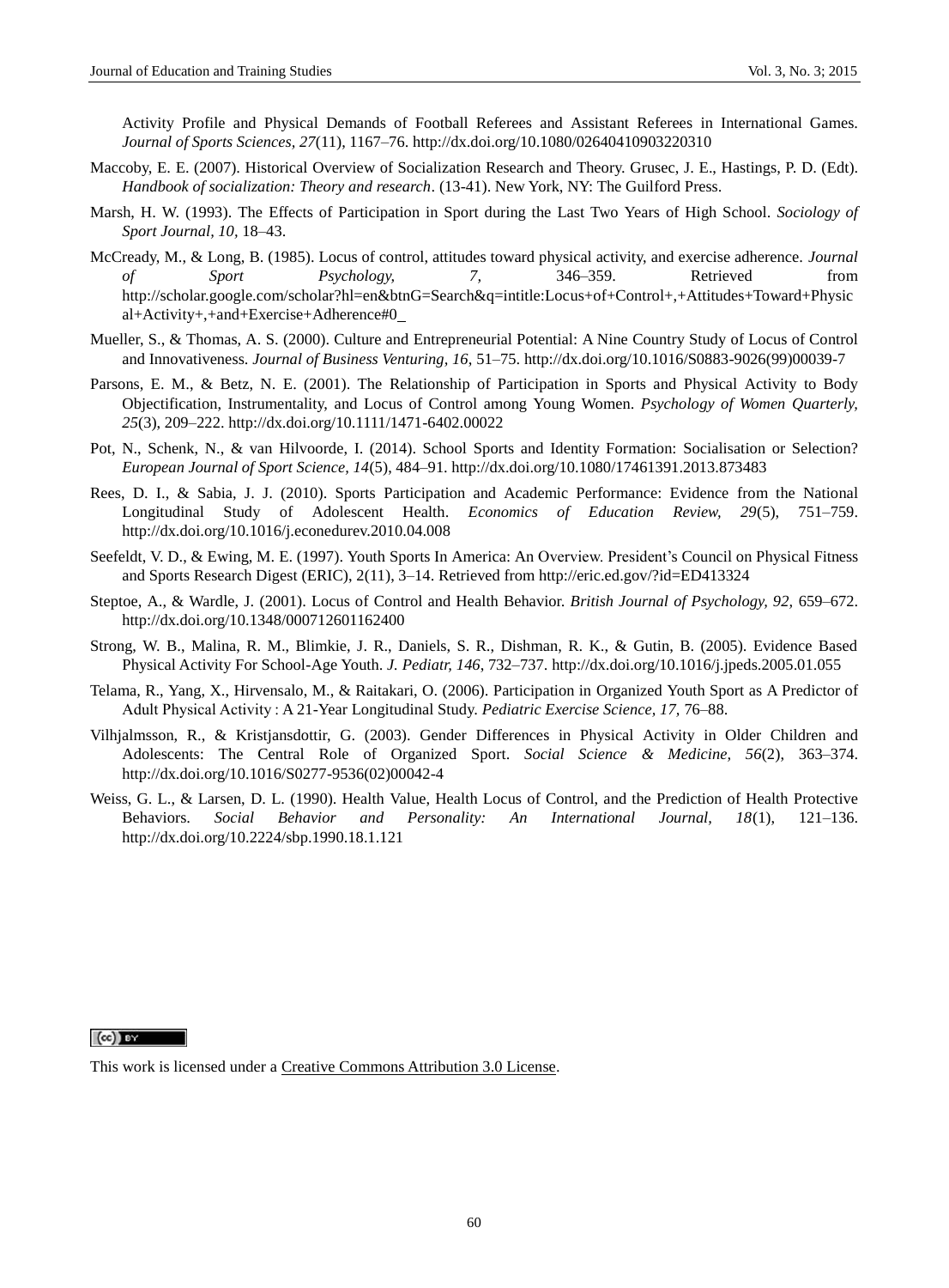Activity Profile and Physical Demands of Football Referees and Assistant Referees in International Games. *Journal of Sports Sciences, 27*(11), 1167–76. http://dx.doi.org/10.1080/02640410903220310

Maccoby, E. E. (2007). Historical Overview of Socialization Research and Theory. Grusec, J. E., Hastings, P. D. (Edt). *Handbook of socialization: Theory and research*. (13-41). New York, NY: The Guilford Press.

Marsh, H. W. (1993). The Effects of Participation in Sport during the Last Two Years of High School. *Sociology of Sport Journal, 10*, 18–43.

McCready, M., & Long, B. (1985). Locus of control, attitudes toward physical activity, and exercise adherence. *Journal of Sport Psychology, 7*, 346–359. Retrieved from http://scholar.google.com/scholar?hl=en&btnG=Search&q=intitle:Locus+of+Control+,+Attitudes+Toward+Physical+Activity+,+and+Exercise+Adherence#0

Mueller, S., & Thomas, A. S. (2000). Culture and Entrepreneurial Potential: A Nine Country Study of Locus of Control and Innovativeness. *Journal of Business Venturing, 16*, 51–75. http://dx.doi.org/10.1016/S0883-9026(99)00039-7

Parsons, E. M., & Betz, N. E. (2001). The Relationship of Participation in Sports and Physical Activity to Body Objectification, Instrumentality, and Locus of Control among Young Women. *Psychology of Women Quarterly, 25*(3), 209–222. http://dx.doi.org/10.1111/1471-6402.00022

Pot, N., Schenk, N., & van Hilvoorde, I. (2014). School Sports and Identity Formation: Socialisation or Selection? *European Journal of Sport Science, 14*(5), 484–91. http://dx.doi.org/10.1080/17461391.2013.873483

Rees, D. I., & Sabia, J. J. (2010). Sports Participation and Academic Performance: Evidence from the National Longitudinal Study of Adolescent Health. *Economics of Education Review, 29*(5), 751–759. http://dx.doi.org/10.1016/j.econedurev.2010.04.008

Seefeldt, V. D., & Ewing, M. E. (1997). Youth Sports In America: An Overview. President's Council on Physical Fitness and Sports Research Digest (ERIC), 2(11), 3–14. Retrieved from http://eric.ed.gov/?id=ED413324

Steptoe, A., & Wardle, J. (2001). Locus of Control and Health Behavior. *British Journal of Psychology, 92*, 659–672. http://dx.doi.org/10.1348/000712601162400

Strong, W. B., Malina, R. M., Blimkie, J. R., Daniels, S. R., Dishman, R. K., & Gutin, B. (2005). Evidence Based Physical Activity For School-Age Youth. *J. Pediatr, 146*, 732–737. http://dx.doi.org/10.1016/j.jpeds.2005.01.055

Telama, R., Yang, X., Hirvensalo, M., & Raitakari, O. (2006). Participation in Organized Youth Sport as A Predictor of Adult Physical Activity : A 21-Year Longitudinal Study. *Pediatric Exercise Science, 17*, 76–88.

Vilhjalmsson, R., & Kristjansdottir, G. (2003). Gender Differences in Physical Activity in Older Children and Adolescents: The Central Role of Organized Sport. *Social Science & Medicine, 56*(2), 363–374. http://dx.doi.org/10.1016/S0277-9536(02)00042-4

Weiss, G. L., & Larsen, D. L. (1990). Health Value, Health Locus of Control, and the Prediction of Health Protective Behaviors. *Social Behavior and Personality: An International Journal, 18*(1), 121–136. http://dx.doi.org/10.2224/sbp.1990.18.1.121

This work is licensed under a Creative Commons Attribution 3.0 License.